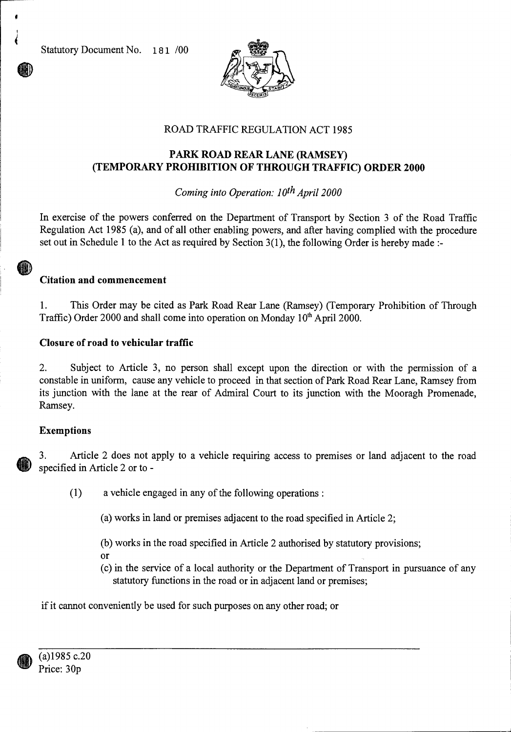Statutory Document No. 181 /00

ROAD TRAFFIC REGULATION ACT 1985

# PARK ROAD REAR LANE (RAMSEY) (TEMPORARY PROHIBITION OF THROUGH TRAFFIC) ORDER 2000

*Coming into Operation: 10th April 2000*

In exercise of the powers conferred on the Department of Transport by Section 3 of the Road Traffic Regulation Act 1985 (a), and of all other enabling powers, and after having complied with the procedure set out in Schedule 1 to the Act as required by Section 3(1), the following Order is hereby made :-

### Citation and commencement

1. This Order may be cited as Park Road Rear Lane (Ramsey) (Temporary Prohibition of Through Traffic) Order 2000 and shall come into operation on Monday 10th April 2000.

### Closure of road to vehicular traffic

2. Subject to Article 3, no person shall except upon the direction or with the permission of a constable in uniform, cause any vehicle to proceed in that section of Park Road Rear Lane, Ramsey from its junction with the lane at the rear of Admiral Court to its junction with the Mooragh Promenade, Ramsey.

### Exemptions

3. Article 2 does not apply to a vehicle requiring access to premises or land adjacent to the road specified in Article 2 or to -

(1) a vehicle engaged in any of the following operations :

(a) works in land or premises adjacent to the road specified in Article 2;

(b) works in the road specified in Article 2 authorised by statutory provisions;

or

(c) in the service of a local authority or the Department of Transport in pursuance of any statutory functions in the road or in adjacent land or premises;

if it cannot conveniently be used for such purposes on any other road; or

---

(a)1985 c.20

Price: 30p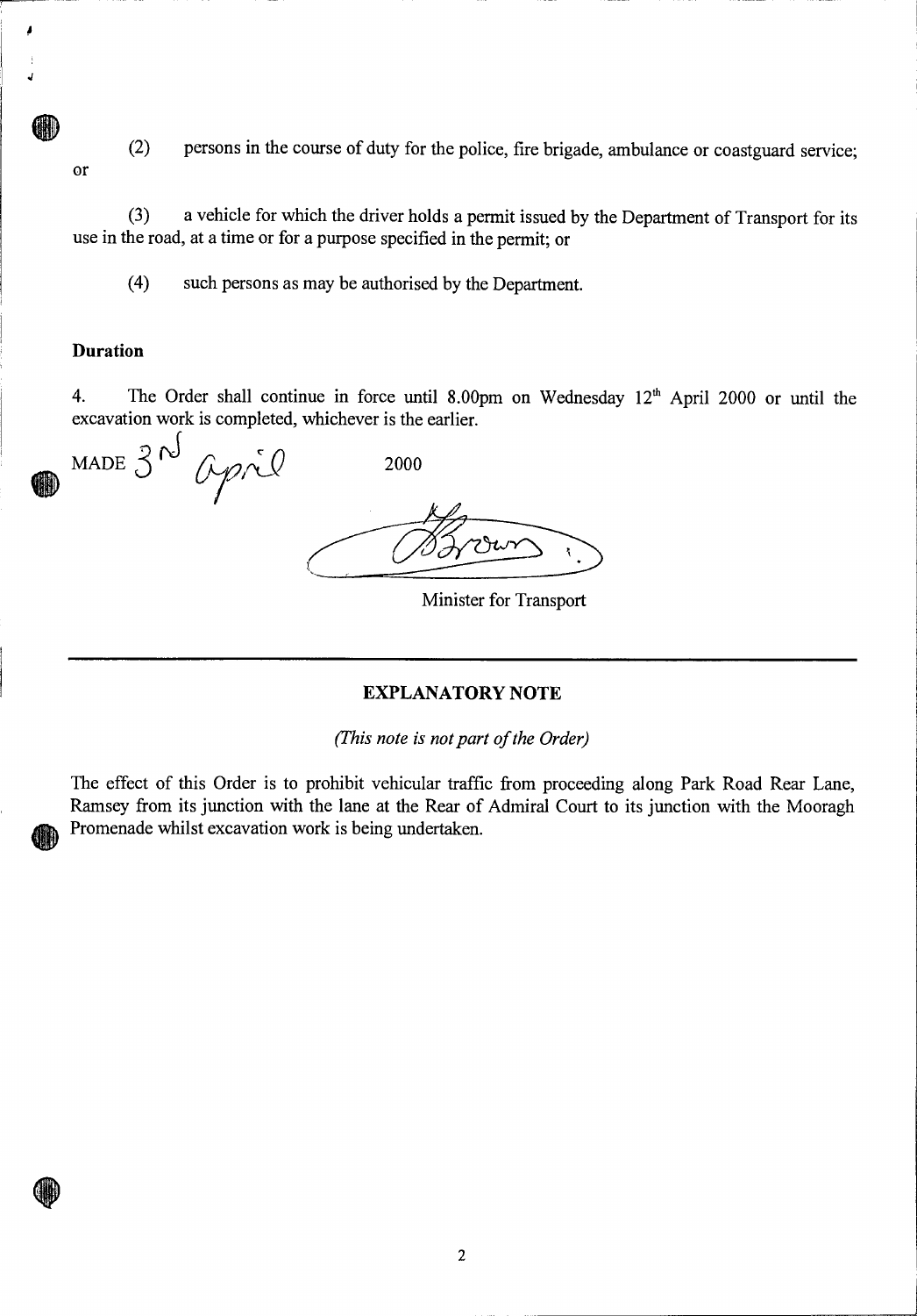(2) persons in the course of duty for the police, fire brigade, ambulance or coastguard service; or

(3) a vehicle for which the driver holds a permit issued by the Department of Transport for its use in the road, at a time or for a purpose specified in the permit; or

(4) such persons as may be authorised by the Department.

**Duration**

4. The Order shall continue in force until 8.00pm on Wednesday 12th April 2000 or until the excavation work is completed, whichever is the earlier.

MADE 3rd April 2000

Minister for Transport

---

**EXPLANATORY NOTE**

*(This note is not part of the Order)*

The effect of this Order is to prohibit vehicular traffic from proceeding along Park Road Rear Lane, Ramsey from its junction with the lane at the Rear of Admiral Court to its junction with the Mooragh Promenade whilst excavation work is being undertaken.